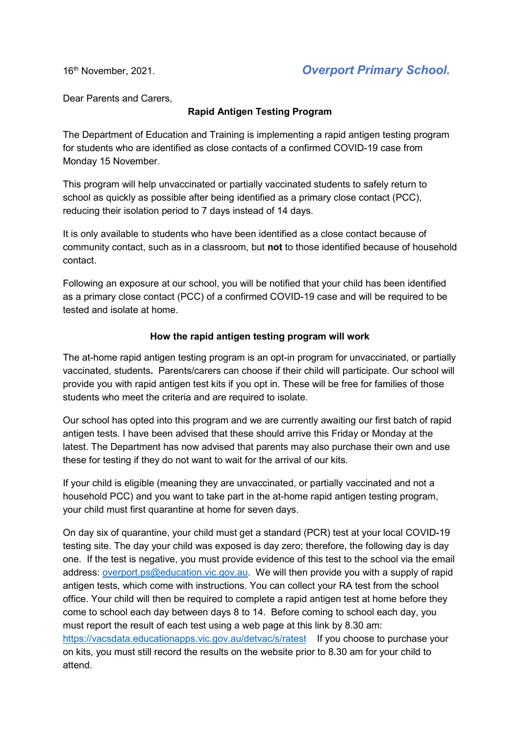16th November, 2021. ***Overport Primary School.***

Dear Parents and Carers,

**Rapid Antigen Testing Program**

The Department of Education and Training is implementing a rapid antigen testing program for students who are identified as close contacts of a confirmed COVID-19 case from Monday 15 November.

This program will help unvaccinated or partially vaccinated students to safely return to school as quickly as possible after being identified as a primary close contact (PCC), reducing their isolation period to 7 days instead of 14 days.

It is only available to students who have been identified as a close contact because of community contact, such as in a classroom, but **not** to those identified because of household contact.

Following an exposure at our school, you will be notified that your child has been identified as a primary close contact (PCC) of a confirmed COVID-19 case and will be required to be tested and isolate at home.

**How the rapid antigen testing program will work**

The at-home rapid antigen testing program is an opt-in program for unvaccinated, or partially vaccinated, students**.** Parents/carers can choose if their child will participate. Our school will provide you with rapid antigen test kits if you opt in. These will be free for families of those students who meet the criteria and are required to isolate.

Our school has opted into this program and we are currently awaiting our first batch of rapid antigen tests. I have been advised that these should arrive this Friday or Monday at the latest. The Department has now advised that parents may also purchase their own and use these for testing if they do not want to wait for the arrival of our kits.

If your child is eligible (meaning they are unvaccinated, or partially vaccinated and not a household PCC) and you want to take part in the at-home rapid antigen testing program, your child must first quarantine at home for seven days.

On day six of quarantine, your child must get a standard (PCR) test at your local COVID-19 testing site. The day your child was exposed is day zero; therefore, the following day is day one. If the test is negative, you must provide evidence of this test to the school via the email address: overport.ps@education.vic.gov.au. We will then provide you with a supply of rapid antigen tests, which come with instructions. You can collect your RA test from the school office. Your child will then be required to complete a rapid antigen test at home before they come to school each day between days 8 to 14. Before coming to school each day, you must report the result of each test using a web page at this link by 8.30 am: https://vacsdata.educationapps.vic.gov.au/detvac/s/ratest If you choose to purchase your on kits, you must still record the results on the website prior to 8.30 am for your child to attend.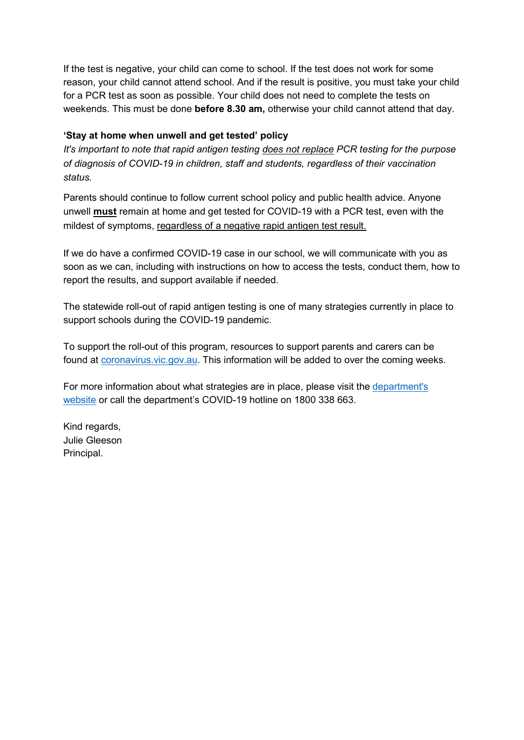If the test is negative, your child can come to school. If the test does not work for some reason, your child cannot attend school. And if the result is positive, you must take your child for a PCR test as soon as possible. Your child does not need to complete the tests on weekends. This must be done **before 8.30 am,** otherwise your child cannot attend that day.

**'Stay at home when unwell and get tested' policy**

*It's important to note that rapid antigen testing does not replace PCR testing for the purpose of diagnosis of COVID-19 in children, staff and students, regardless of their vaccination status.*

Parents should continue to follow current school policy and public health advice. Anyone unwell **must** remain at home and get tested for COVID-19 with a PCR test, even with the mildest of symptoms, regardless of a negative rapid antigen test result.

If we do have a confirmed COVID-19 case in our school, we will communicate with you as soon as we can, including with instructions on how to access the tests, conduct them, how to report the results, and support available if needed.

The statewide roll-out of rapid antigen testing is one of many strategies currently in place to support schools during the COVID-19 pandemic.

To support the roll-out of this program, resources to support parents and carers can be found at coronavirus.vic.gov.au. This information will be added to over the coming weeks.

For more information about what strategies are in place, please visit the department's website or call the department's COVID-19 hotline on 1800 338 663.

Kind regards,
Julie Gleeson
Principal.